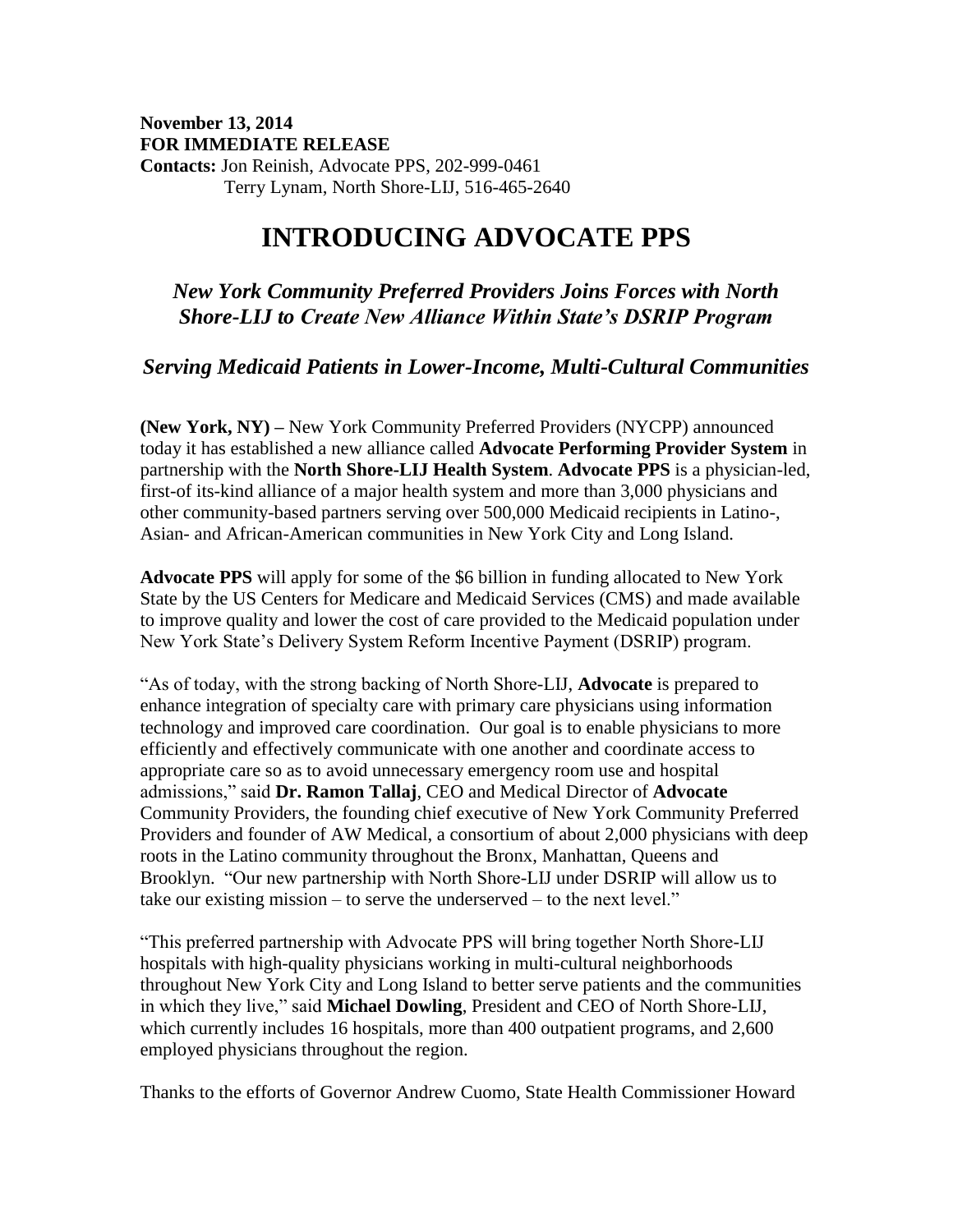**November 13, 2014**
**FOR IMMEDIATE RELEASE**
**Contacts:** Jon Reinish, Advocate PPS, 202-999-0461
Terry Lynam, North Shore-LIJ, 516-465-2640

# INTRODUCING ADVOCATE PPS

## *New York Community Preferred Providers Joins Forces with North Shore-LIJ to Create New Alliance Within State's DSRIP Program*

## *Serving Medicaid Patients in Lower-Income, Multi-Cultural Communities*

**(New York, NY) –** New York Community Preferred Providers (NYCPP) announced today it has established a new alliance called **Advocate Performing Provider System** in partnership with the **North Shore-LIJ Health System**. **Advocate PPS** is a physician-led, first-of its-kind alliance of a major health system and more than 3,000 physicians and other community-based partners serving over 500,000 Medicaid recipients in Latino-, Asian- and African-American communities in New York City and Long Island.

**Advocate PPS** will apply for some of the $6 billion in funding allocated to New York State by the US Centers for Medicare and Medicaid Services (CMS) and made available to improve quality and lower the cost of care provided to the Medicaid population under New York State's Delivery System Reform Incentive Payment (DSRIP) program.

"As of today, with the strong backing of North Shore-LIJ, **Advocate** is prepared to enhance integration of specialty care with primary care physicians using information technology and improved care coordination. Our goal is to enable physicians to more efficiently and effectively communicate with one another and coordinate access to appropriate care so as to avoid unnecessary emergency room use and hospital admissions," said **Dr. Ramon Tallaj**, CEO and Medical Director of **Advocate** Community Providers, the founding chief executive of New York Community Preferred Providers and founder of AW Medical, a consortium of about 2,000 physicians with deep roots in the Latino community throughout the Bronx, Manhattan, Queens and Brooklyn. "Our new partnership with North Shore-LIJ under DSRIP will allow us to take our existing mission – to serve the underserved – to the next level."

"This preferred partnership with Advocate PPS will bring together North Shore-LIJ hospitals with high-quality physicians working in multi-cultural neighborhoods throughout New York City and Long Island to better serve patients and the communities in which they live," said **Michael Dowling**, President and CEO of North Shore-LIJ, which currently includes 16 hospitals, more than 400 outpatient programs, and 2,600 employed physicians throughout the region.

Thanks to the efforts of Governor Andrew Cuomo, State Health Commissioner Howard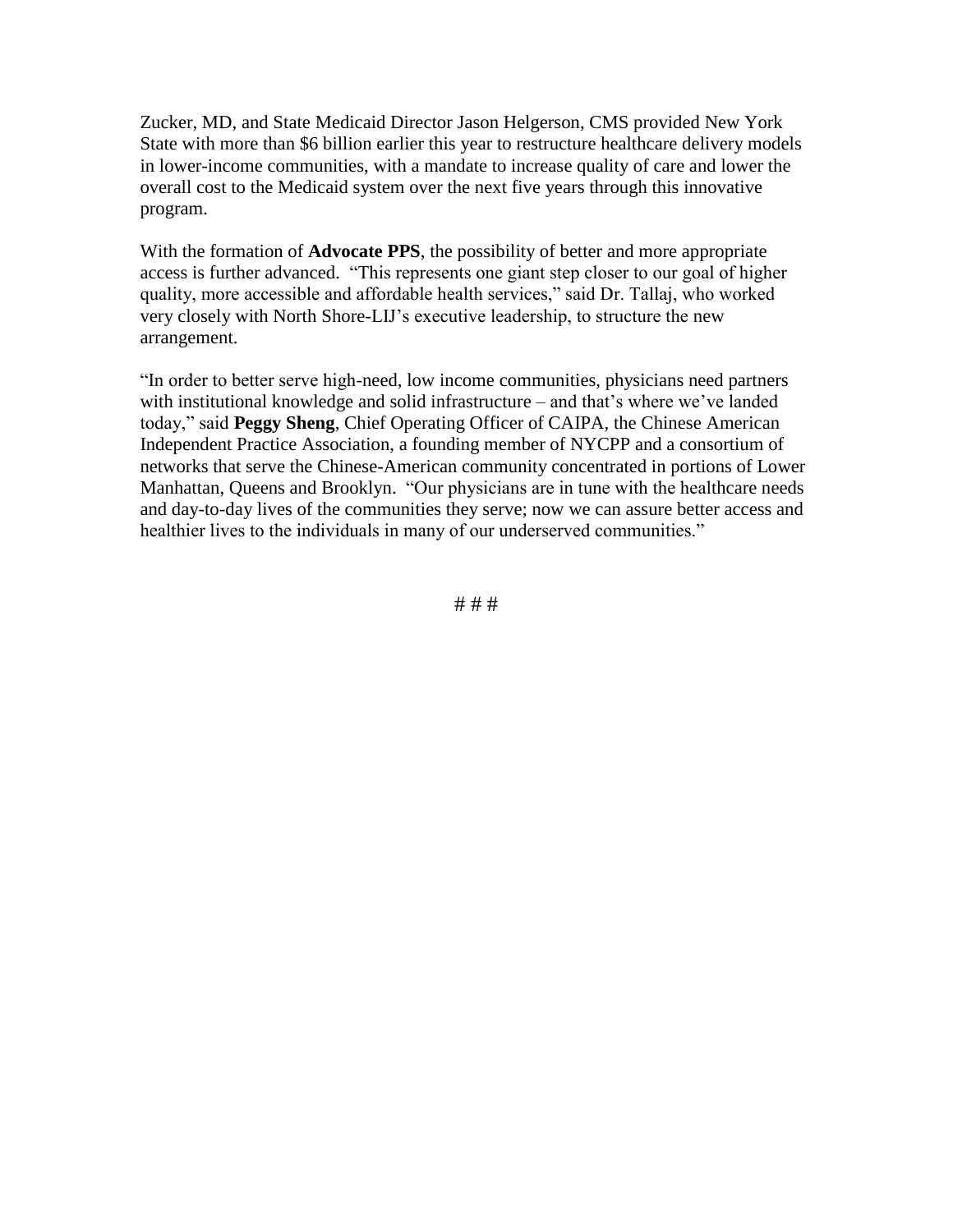Zucker, MD, and State Medicaid Director Jason Helgerson, CMS provided New York State with more than $6 billion earlier this year to restructure healthcare delivery models in lower-income communities, with a mandate to increase quality of care and lower the overall cost to the Medicaid system over the next five years through this innovative program.

With the formation of **Advocate PPS**, the possibility of better and more appropriate access is further advanced. "This represents one giant step closer to our goal of higher quality, more accessible and affordable health services," said Dr. Tallaj, who worked very closely with North Shore-LIJ's executive leadership, to structure the new arrangement.

"In order to better serve high-need, low income communities, physicians need partners with institutional knowledge and solid infrastructure – and that's where we've landed today," said **Peggy Sheng**, Chief Operating Officer of CAIPA, the Chinese American Independent Practice Association, a founding member of NYCPP and a consortium of networks that serve the Chinese-American community concentrated in portions of Lower Manhattan, Queens and Brooklyn. "Our physicians are in tune with the healthcare needs and day-to-day lives of the communities they serve; now we can assure better access and healthier lives to the individuals in many of our underserved communities."

# # #